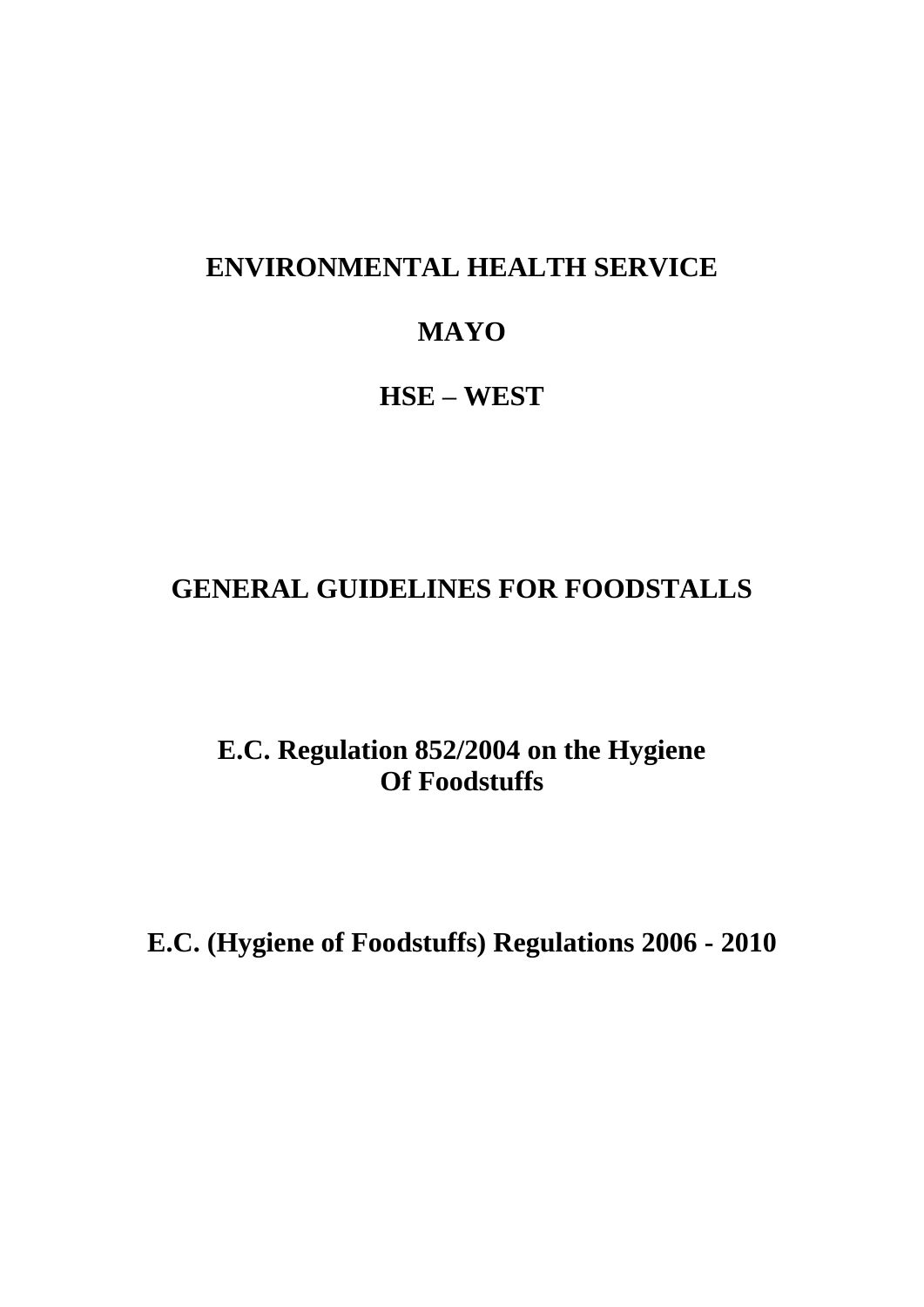# ENVIRONMENTAL HEALTH SERVICE

# MAYO

# HSE – WEST

## GENERAL GUIDELINES FOR FOODSTALLS

## E.C. Regulation 852/2004 on the Hygiene Of Foodstuffs

## E.C. (Hygiene of Foodstuffs) Regulations 2006 - 2010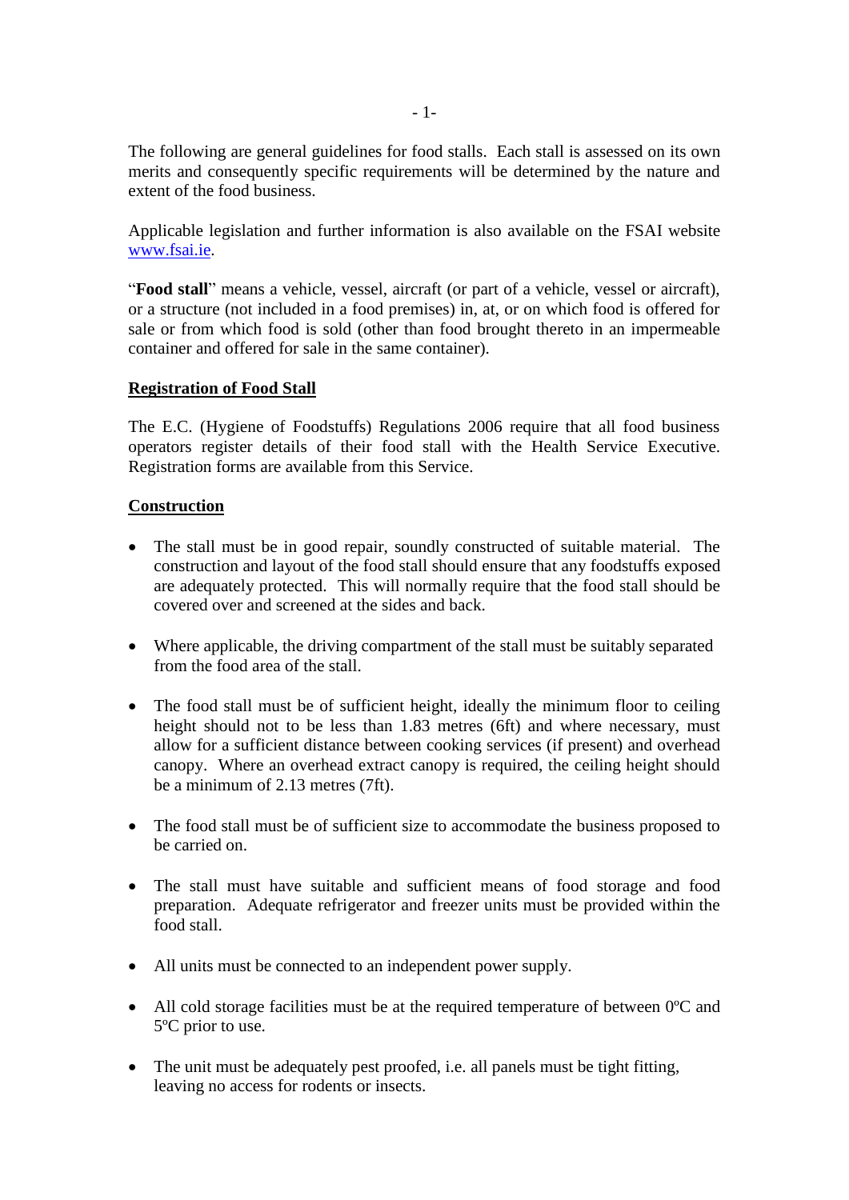The following are general guidelines for food stalls. Each stall is assessed on its own merits and consequently specific requirements will be determined by the nature and extent of the food business.

Applicable legislation and further information is also available on the FSAI website [www.fsai.ie](http://www.fsai.ie).

"**Food stall**" means a vehicle, vessel, aircraft (or part of a vehicle, vessel or aircraft), or a structure (not included in a food premises) in, at, or on which food is offered for sale or from which food is sold (other than food brought thereto in an impermeable container and offered for sale in the same container).

## Registration of Food Stall

The E.C. (Hygiene of Foodstuffs) Regulations 2006 require that all food business operators register details of their food stall with the Health Service Executive. Registration forms are available from this Service.

## Construction

- The stall must be in good repair, soundly constructed of suitable material. The construction and layout of the food stall should ensure that any foodstuffs exposed are adequately protected. This will normally require that the food stall should be covered over and screened at the sides and back.
- Where applicable, the driving compartment of the stall must be suitably separated from the food area of the stall.
- The food stall must be of sufficient height, ideally the minimum floor to ceiling height should not to be less than 1.83 metres (6ft) and where necessary, must allow for a sufficient distance between cooking services (if present) and overhead canopy. Where an overhead extract canopy is required, the ceiling height should be a minimum of 2.13 metres (7ft).
- The food stall must be of sufficient size to accommodate the business proposed to be carried on.
- The stall must have suitable and sufficient means of food storage and food preparation. Adequate refrigerator and freezer units must be provided within the food stall.
- All units must be connected to an independent power supply.
- All cold storage facilities must be at the required temperature of between 0ºC and 5ºC prior to use.
- The unit must be adequately pest proofed, i.e. all panels must be tight fitting, leaving no access for rodents or insects.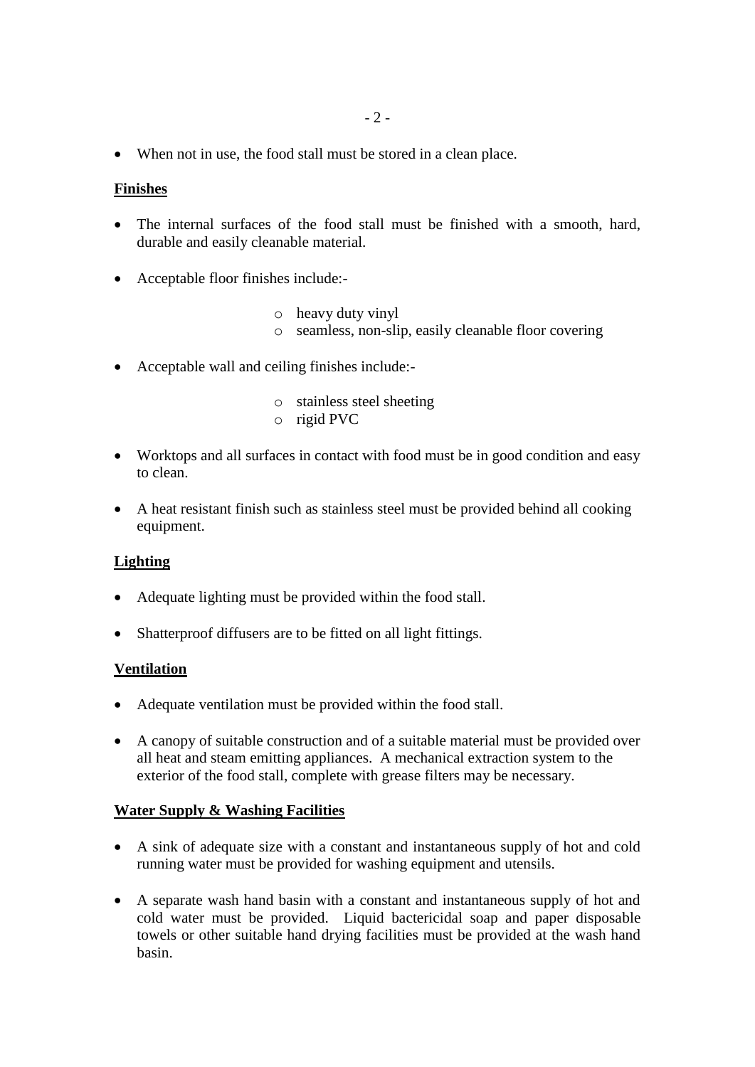- When not in use, the food stall must be stored in a clean place.

**Finishes**

- The internal surfaces of the food stall must be finished with a smooth, hard, durable and easily cleanable material.

- Acceptable floor finishes include:-

    - heavy duty vinyl
    - seamless, non-slip, easily cleanable floor covering

- Acceptable wall and ceiling finishes include:-

    - stainless steel sheeting
    - rigid PVC

- Worktops and all surfaces in contact with food must be in good condition and easy to clean.

- A heat resistant finish such as stainless steel must be provided behind all cooking equipment.

**Lighting**

- Adequate lighting must be provided within the food stall.

- Shatterproof diffusers are to be fitted on all light fittings.

**Ventilation**

- Adequate ventilation must be provided within the food stall.

- A canopy of suitable construction and of a suitable material must be provided over all heat and steam emitting appliances. A mechanical extraction system to the exterior of the food stall, complete with grease filters may be necessary.

**Water Supply & Washing Facilities**

- A sink of adequate size with a constant and instantaneous supply of hot and cold running water must be provided for washing equipment and utensils.

- A separate wash hand basin with a constant and instantaneous supply of hot and cold water must be provided. Liquid bactericidal soap and paper disposable towels or other suitable hand drying facilities must be provided at the wash hand basin.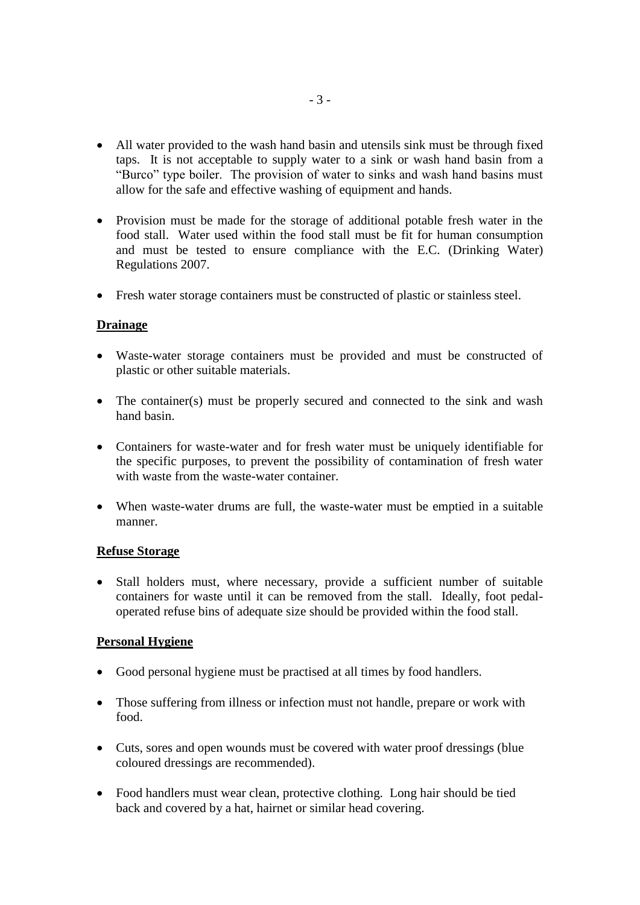- All water provided to the wash hand basin and utensils sink must be through fixed taps. It is not acceptable to supply water to a sink or wash hand basin from a "Burco" type boiler. The provision of water to sinks and wash hand basins must allow for the safe and effective washing of equipment and hands.

- Provision must be made for the storage of additional potable fresh water in the food stall. Water used within the food stall must be fit for human consumption and must be tested to ensure compliance with the E.C. (Drinking Water) Regulations 2007.

- Fresh water storage containers must be constructed of plastic or stainless steel.

## Drainage

- Waste-water storage containers must be provided and must be constructed of plastic or other suitable materials.

- The container(s) must be properly secured and connected to the sink and wash hand basin.

- Containers for waste-water and for fresh water must be uniquely identifiable for the specific purposes, to prevent the possibility of contamination of fresh water with waste from the waste-water container.

- When waste-water drums are full, the waste-water must be emptied in a suitable manner.

## Refuse Storage

- Stall holders must, where necessary, provide a sufficient number of suitable containers for waste until it can be removed from the stall. Ideally, foot pedal-operated refuse bins of adequate size should be provided within the food stall.

## Personal Hygiene

- Good personal hygiene must be practised at all times by food handlers.

- Those suffering from illness or infection must not handle, prepare or work with food.

- Cuts, sores and open wounds must be covered with water proof dressings (blue coloured dressings are recommended).

- Food handlers must wear clean, protective clothing. Long hair should be tied back and covered by a hat, hairnet or similar head covering.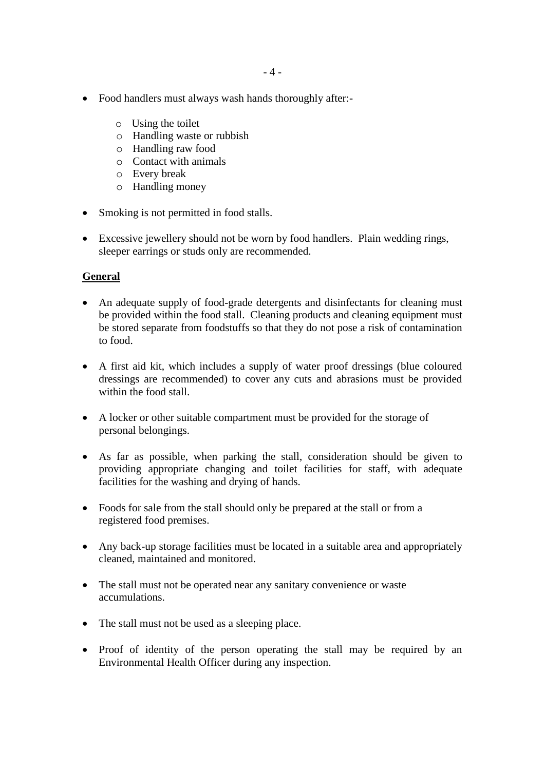- Food handlers must always wash hands thoroughly after:-
    - Using the toilet
    - Handling waste or rubbish
    - Handling raw food
    - Contact with animals
    - Every break
    - Handling money

- Smoking is not permitted in food stalls.

- Excessive jewellery should not be worn by food handlers. Plain wedding rings, sleeper earrings or studs only are recommended.

## General

- An adequate supply of food-grade detergents and disinfectants for cleaning must be provided within the food stall. Cleaning products and cleaning equipment must be stored separate from foodstuffs so that they do not pose a risk of contamination to food.

- A first aid kit, which includes a supply of water proof dressings (blue coloured dressings are recommended) to cover any cuts and abrasions must be provided within the food stall.

- A locker or other suitable compartment must be provided for the storage of personal belongings.

- As far as possible, when parking the stall, consideration should be given to providing appropriate changing and toilet facilities for staff, with adequate facilities for the washing and drying of hands.

- Foods for sale from the stall should only be prepared at the stall or from a registered food premises.

- Any back-up storage facilities must be located in a suitable area and appropriately cleaned, maintained and monitored.

- The stall must not be operated near any sanitary convenience or waste accumulations.

- The stall must not be used as a sleeping place.

- Proof of identity of the person operating the stall may be required by an Environmental Health Officer during any inspection.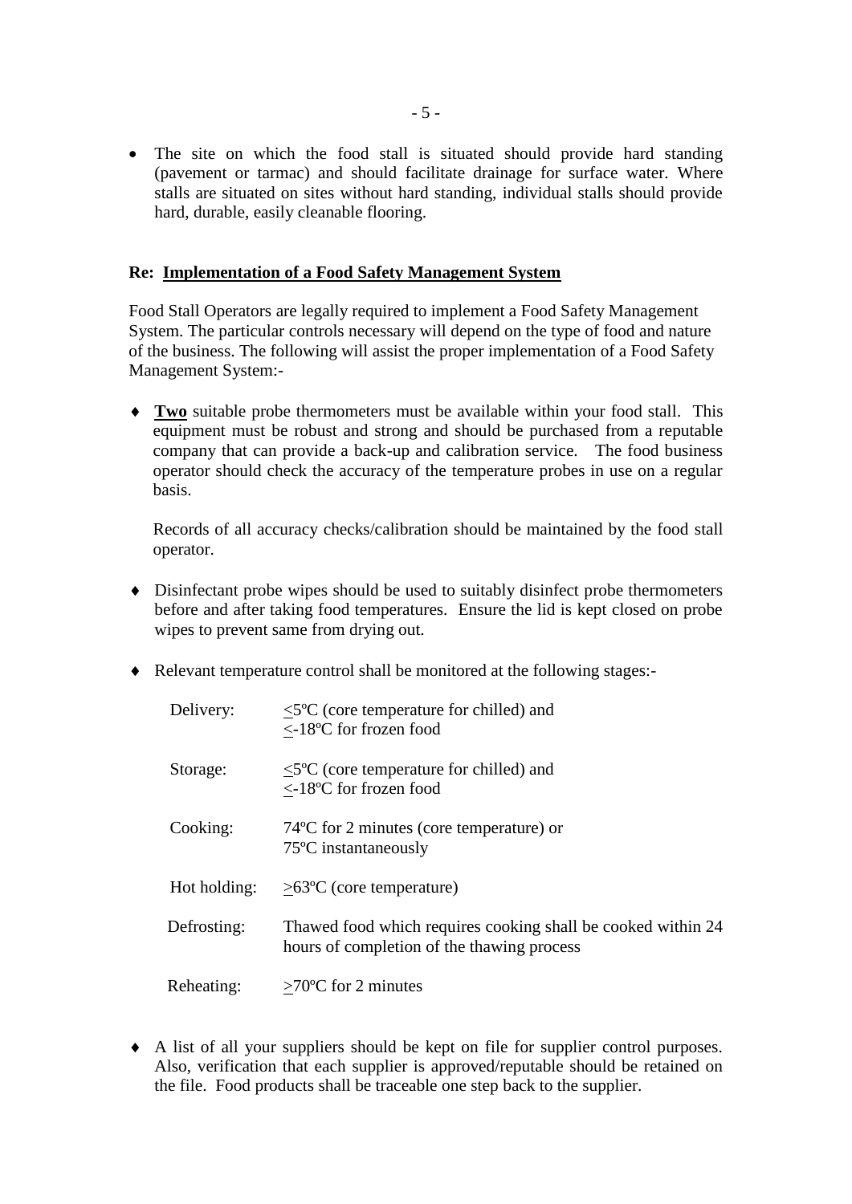- The site on which the food stall is situated should provide hard standing (pavement or tarmac) and should facilitate drainage for surface water. Where stalls are situated on sites without hard standing, individual stalls should provide hard, durable, easily cleanable flooring.

**Re: Implementation of a Food Safety Management System**

Food Stall Operators are legally required to implement a Food Safety Management System. The particular controls necessary will depend on the type of food and nature of the business. The following will assist the proper implementation of a Food Safety Management System:-

- **Two** suitable probe thermometers must be available within your food stall. This equipment must be robust and strong and should be purchased from a reputable company that can provide a back-up and calibration service. The food business operator should check the accuracy of the temperature probes in use on a regular basis.

  Records of all accuracy checks/calibration should be maintained by the food stall operator.

- Disinfectant probe wipes should be used to suitably disinfect probe thermometers before and after taking food temperatures. Ensure the lid is kept closed on probe wipes to prevent same from drying out.

- Relevant temperature control shall be monitored at the following stages:-

| | |
|---|---|
| Delivery: | $\leq$5ºC (core temperature for chilled) and $\leq$-18ºC for frozen food |
| Storage: | $\leq$5ºC (core temperature for chilled) and $\leq$-18ºC for frozen food |
| Cooking: | 74ºC for 2 minutes (core temperature) or 75ºC instantaneously |
| Hot holding: | $\geq$63ºC (core temperature) |
| Defrosting: | Thawed food which requires cooking shall be cooked within 24 hours of completion of the thawing process |
| Reheating: | $\geq$70ºC for 2 minutes |

- A list of all your suppliers should be kept on file for supplier control purposes. Also, verification that each supplier is approved/reputable should be retained on the file. Food products shall be traceable one step back to the supplier.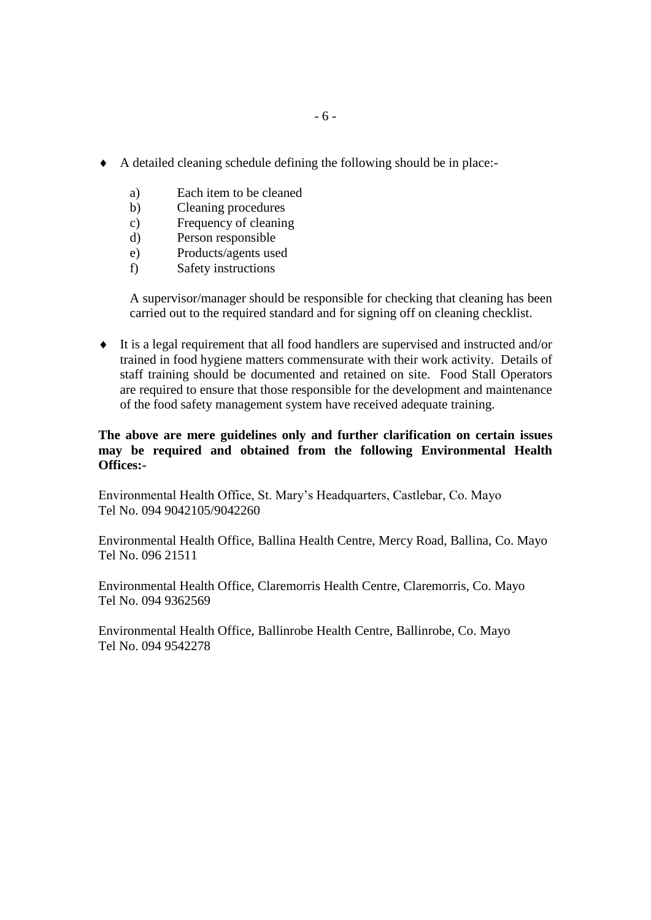- A detailed cleaning schedule defining the following should be in place:-

  a) Each item to be cleaned
  b) Cleaning procedures
  c) Frequency of cleaning
  d) Person responsible
  e) Products/agents used
  f) Safety instructions

  A supervisor/manager should be responsible for checking that cleaning has been carried out to the required standard and for signing off on cleaning checklist.

- It is a legal requirement that all food handlers are supervised and instructed and/or trained in food hygiene matters commensurate with their work activity. Details of staff training should be documented and retained on site. Food Stall Operators are required to ensure that those responsible for the development and maintenance of the food safety management system have received adequate training.

**The above are mere guidelines only and further clarification on certain issues may be required and obtained from the following Environmental Health Offices:-**

Environmental Health Office, St. Mary's Headquarters, Castlebar, Co. Mayo
Tel No. 094 9042105/9042260

Environmental Health Office, Ballina Health Centre, Mercy Road, Ballina, Co. Mayo
Tel No. 096 21511

Environmental Health Office, Claremorris Health Centre, Claremorris, Co. Mayo
Tel No. 094 9362569

Environmental Health Office, Ballinrobe Health Centre, Ballinrobe, Co. Mayo
Tel No. 094 9542278